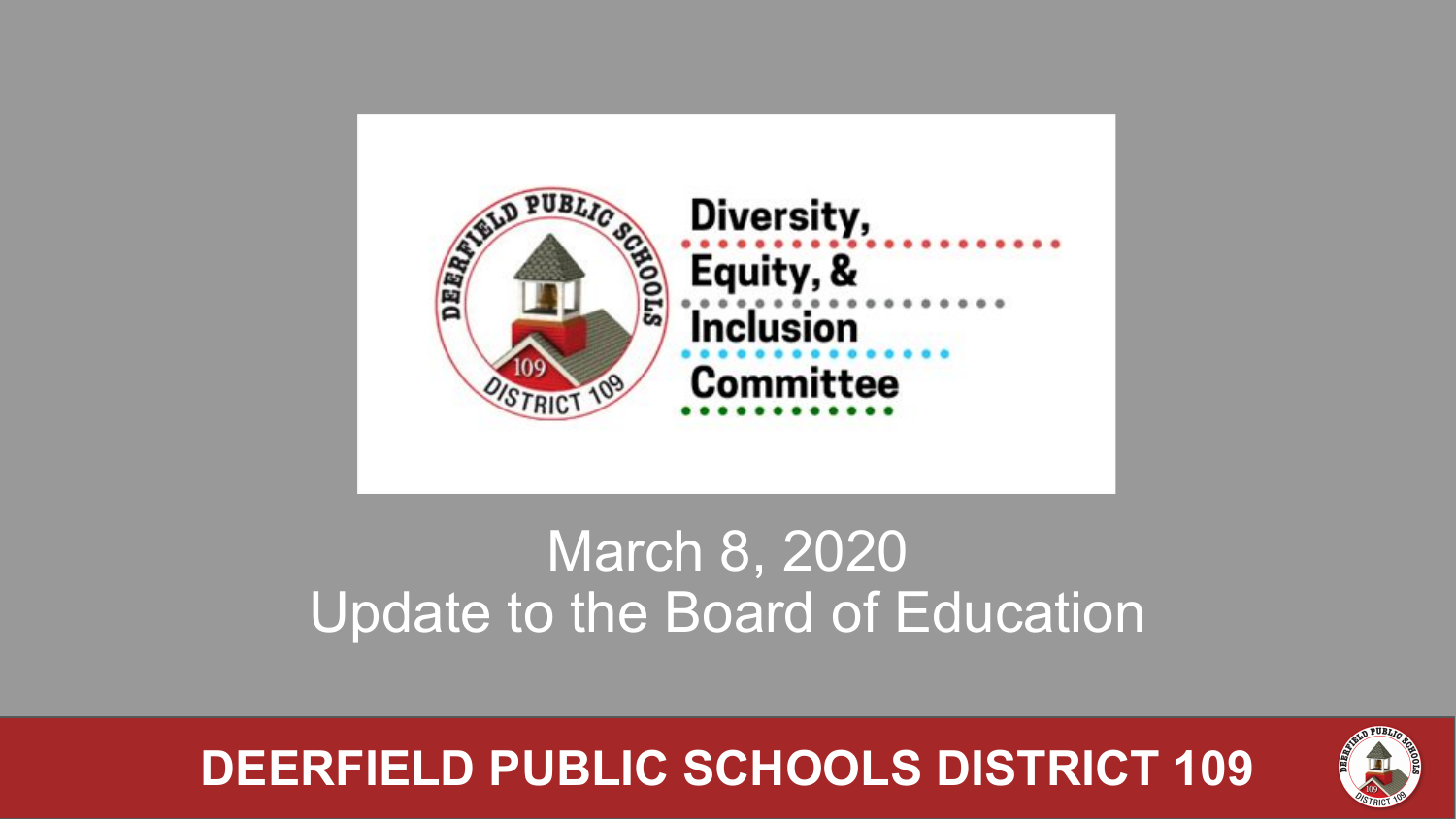# Diversity, Equity, & Inclusion Committee

## March 8, 2020
## Update to the Board of Education

**DEERFIELD PUBLIC SCHOOLS DISTRICT 109**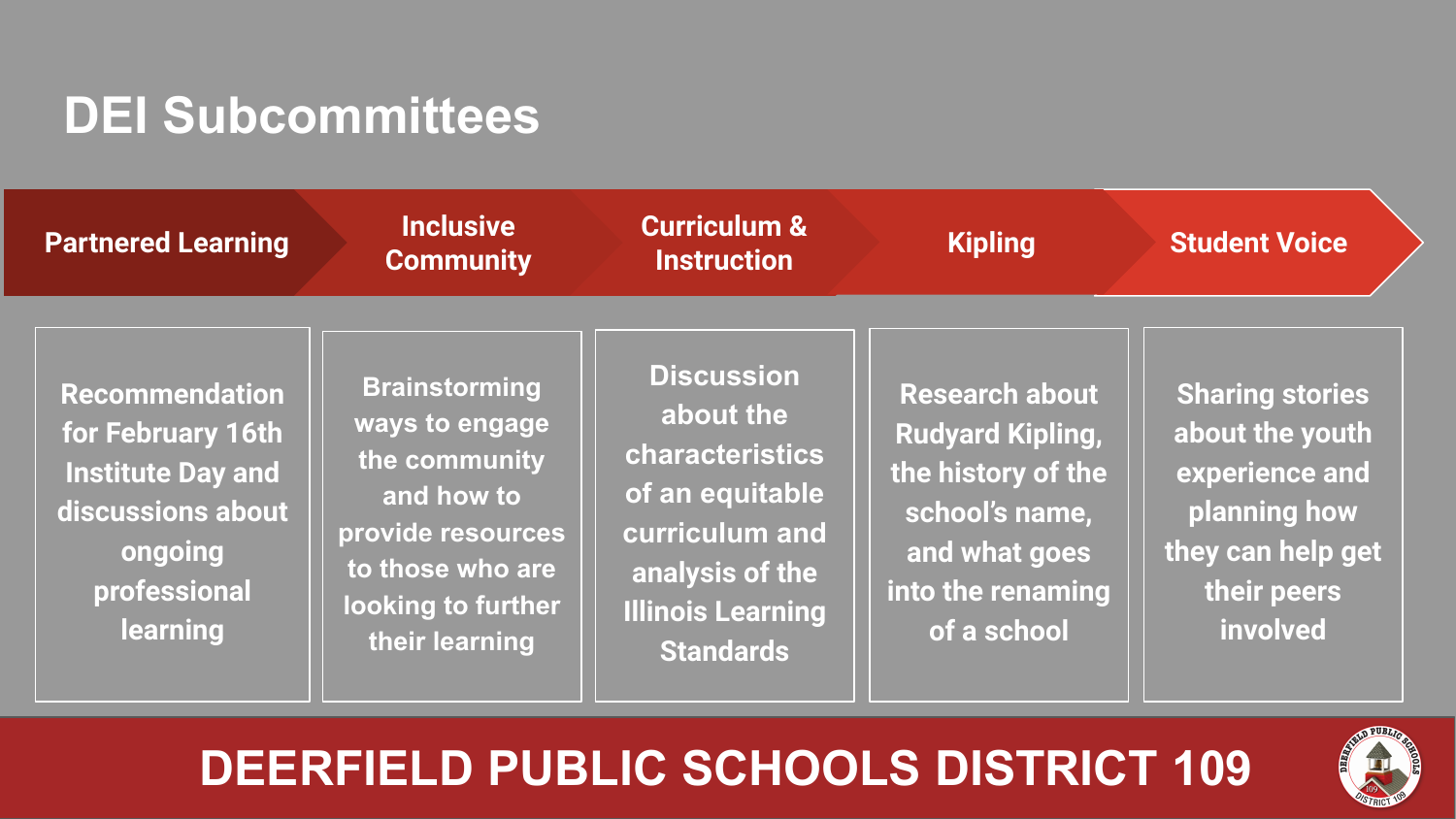# DEI Subcommittees

| Partnered Learning | Inclusive Community | Curriculum & Instruction | Kipling | Student Voice |
| --- | --- | --- | --- | --- |
| Recommendation for February 16th Institute Day and discussions about ongoing professional learning | Brainstorming ways to engage the community and how to provide resources to those who are looking to further their learning | Discussion about the characteristics of an equitable curriculum and analysis of the Illinois Learning Standards | Research about Rudyard Kipling, the history of the school's name, and what goes into the renaming of a school | Sharing stories about the youth experience and planning how they can help get their peers involved |

**DEERFIELD PUBLIC SCHOOLS DISTRICT 109**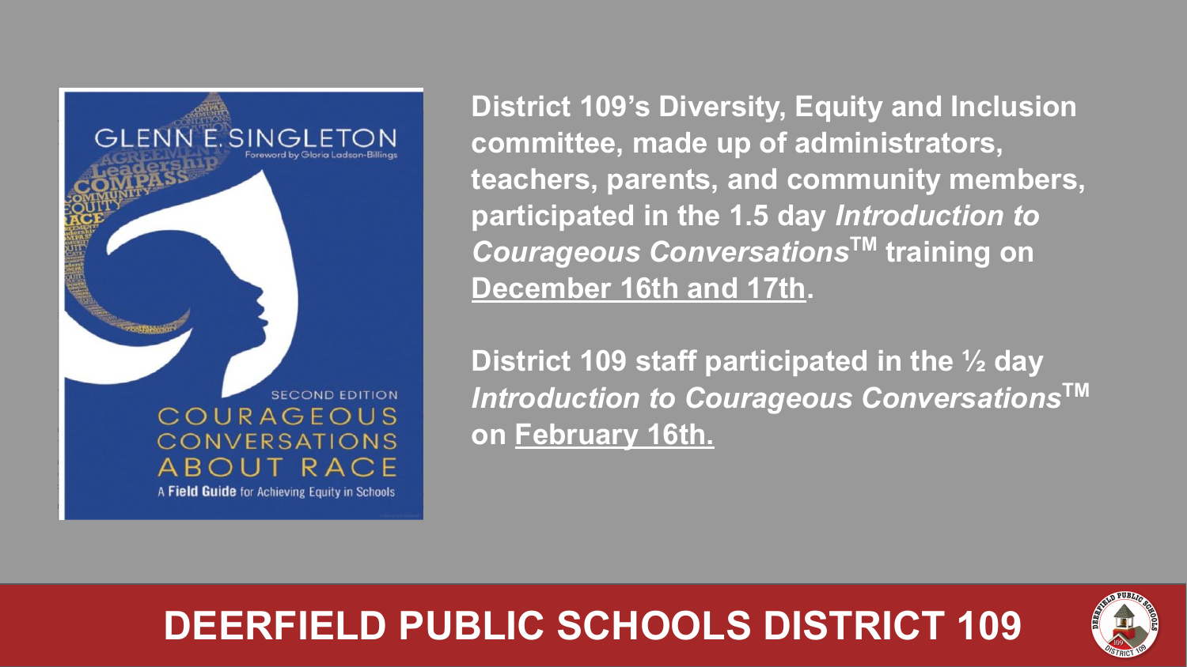District 109's Diversity, Equity and Inclusion committee, made up of administrators, teachers, parents, and community members, participated in the 1.5 day *Introduction to Courageous Conversations*™ training on December 16th and 17th.

District 109 staff participated in the ½ day *Introduction to Courageous Conversations*™ on February 16th.

**DEERFIELD PUBLIC SCHOOLS DISTRICT 109**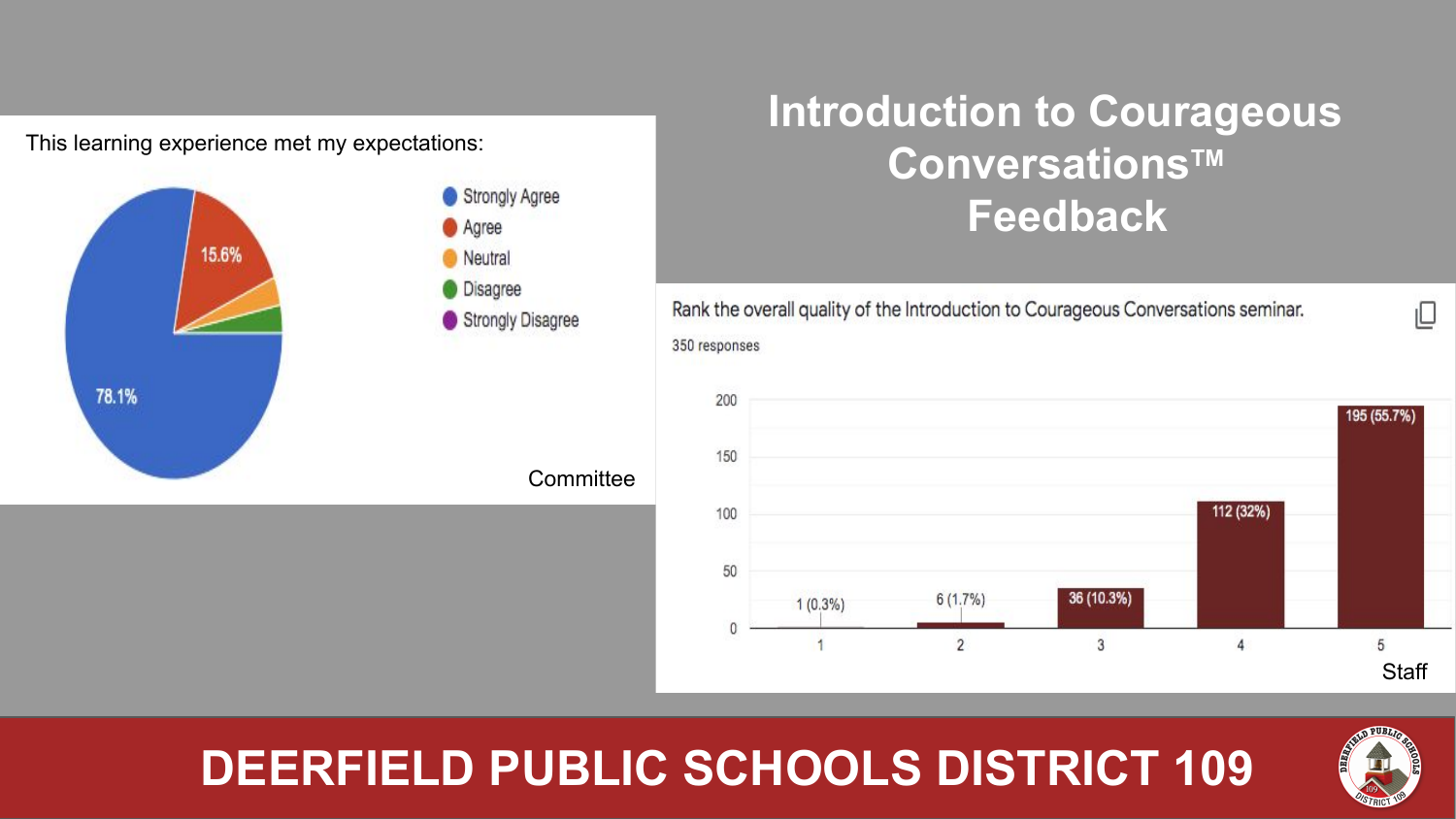# Introduction to Courageous Conversations™ Feedback

This learning experience met my expectations:

- Strongly Agree: 78.1%
- Agree: 15.6%
- Neutral
- Disagree
- Strongly Disagree

Committee

Rank the overall quality of the Introduction to Courageous Conversations seminar.

350 responses

| Rank | Responses |
| --- | --- |
| 1 | 1 (0.3%) |
| 2 | 6 (1.7%) |
| 3 | 36 (10.3%) |
| 4 | 112 (32%) |
| 5 | 195 (55.7%) |

Staff

DEERFIELD PUBLIC SCHOOLS DISTRICT 109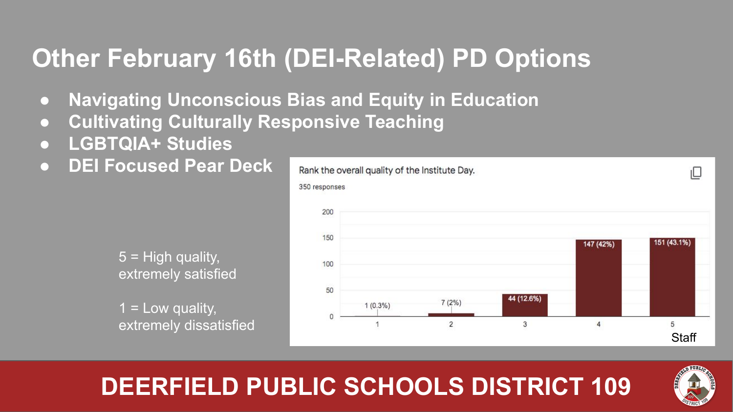# Other February 16th (DEI-Related) PD Options

- **Navigating Unconscious Bias and Equity in Education**
- **Cultivating Culturally Responsive Teaching**
- **LGBTQIA+ Studies**
- **DEI Focused Pear Deck**

5 = High quality, extremely satisfied

1 = Low quality, extremely dissatisfied

Rank the overall quality of the Institute Day.

350 responses

| Rating | Responses |
| --- | --- |
| 1 | 1 (0.3%) |
| 2 | 7 (2%) |
| 3 | 44 (12.6%) |
| 4 | 147 (42%) |
| 5 | 151 (43.1%) |

Staff

**DEERFIELD PUBLIC SCHOOLS DISTRICT 109**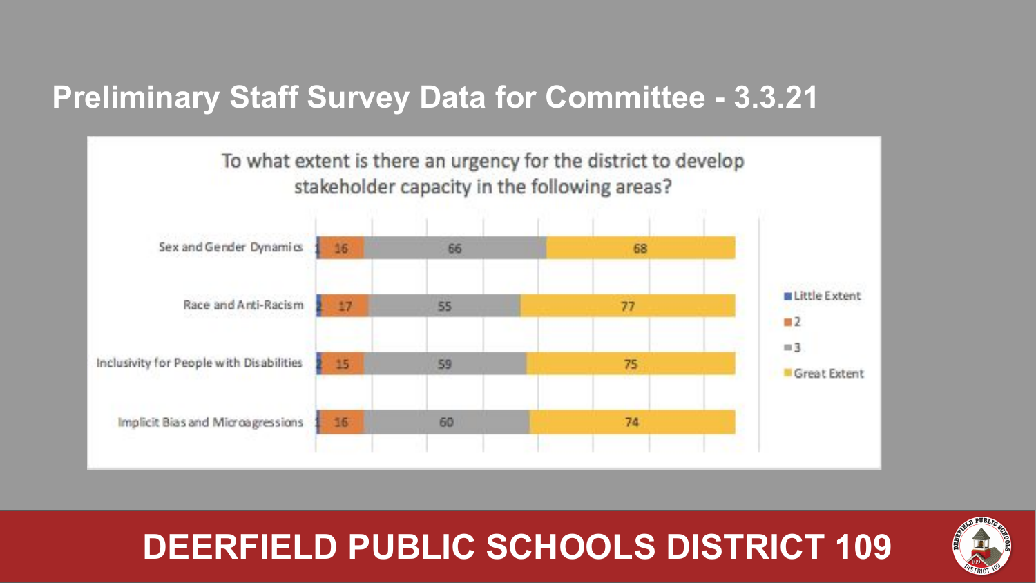# Preliminary Staff Survey Data for Committee - 3.3.21

To what extent is there an urgency for the district to develop stakeholder capacity in the following areas?

| | Little Extent | 2 | 3 | Great Extent |
|---|---|---|---|---|
| Sex and Gender Dynamics | 1 | 16 | 66 | 68 |
| Race and Anti-Racism | 2 | 17 | 55 | 77 |
| Inclusivity for People with Disabilities | 2 | 15 | 59 | 75 |
| Implicit Bias and Microagressions | 1 | 16 | 60 | 74 |

DEERFIELD PUBLIC SCHOOLS DISTRICT 109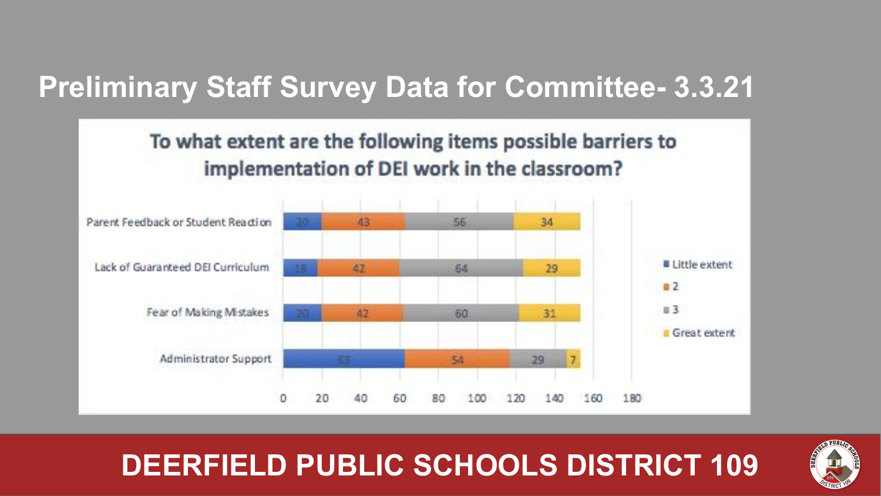# Preliminary Staff Survey Data for Committee- 3.3.21

## To what extent are the following items possible barriers to implementation of DEI work in the classroom?

| | Little extent | 2 | 3 | Great extent |
|---|---|---|---|---|
| Parent Feedback or Student Reaction | 20 | 43 | 56 | 34 |
| Lack of Guaranteed DEI Curriculum | 18 | 42 | 64 | 29 |
| Fear of Making Mistakes | 20 | 42 | 60 | 31 |
| Administrator Support | 63 | 54 | 29 | 7 |

**DEERFIELD PUBLIC SCHOOLS DISTRICT 109**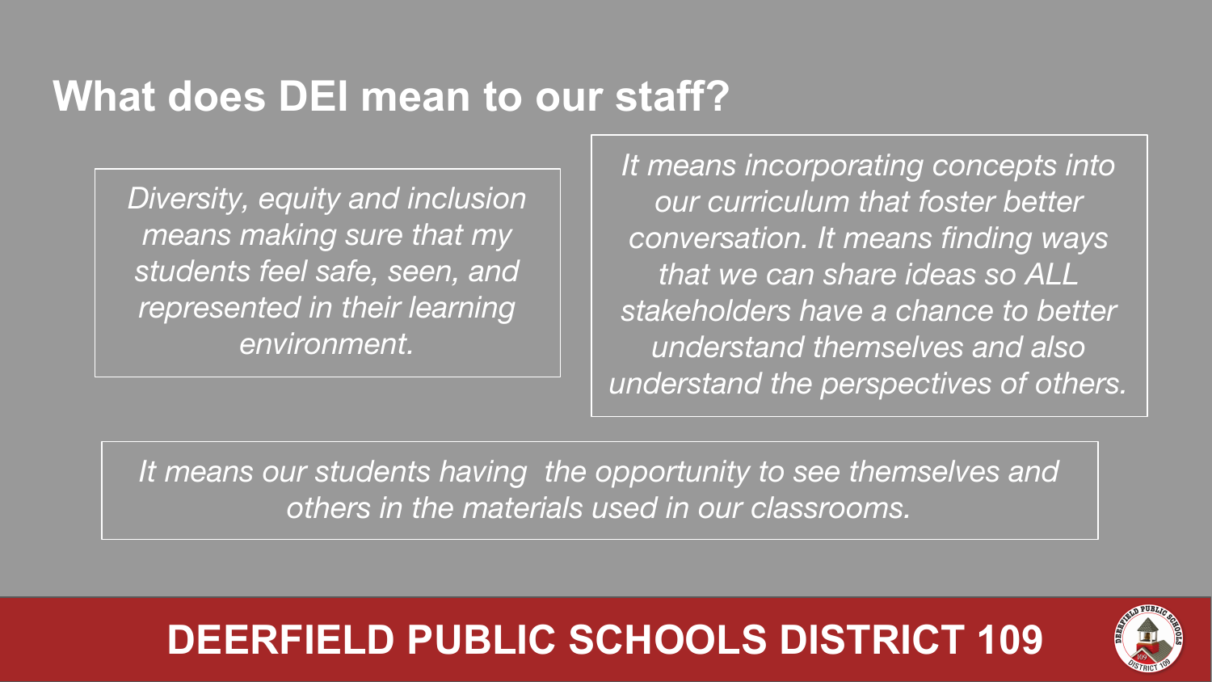# What does DEI mean to our staff?

*Diversity, equity and inclusion means making sure that my students feel safe, seen, and represented in their learning environment.*

*It means incorporating concepts into our curriculum that foster better conversation. It means finding ways that we can share ideas so ALL stakeholders have a chance to better understand themselves and also understand the perspectives of others.*

*It means our students having the opportunity to see themselves and others in the materials used in our classrooms.*

**DEERFIELD PUBLIC SCHOOLS DISTRICT 109**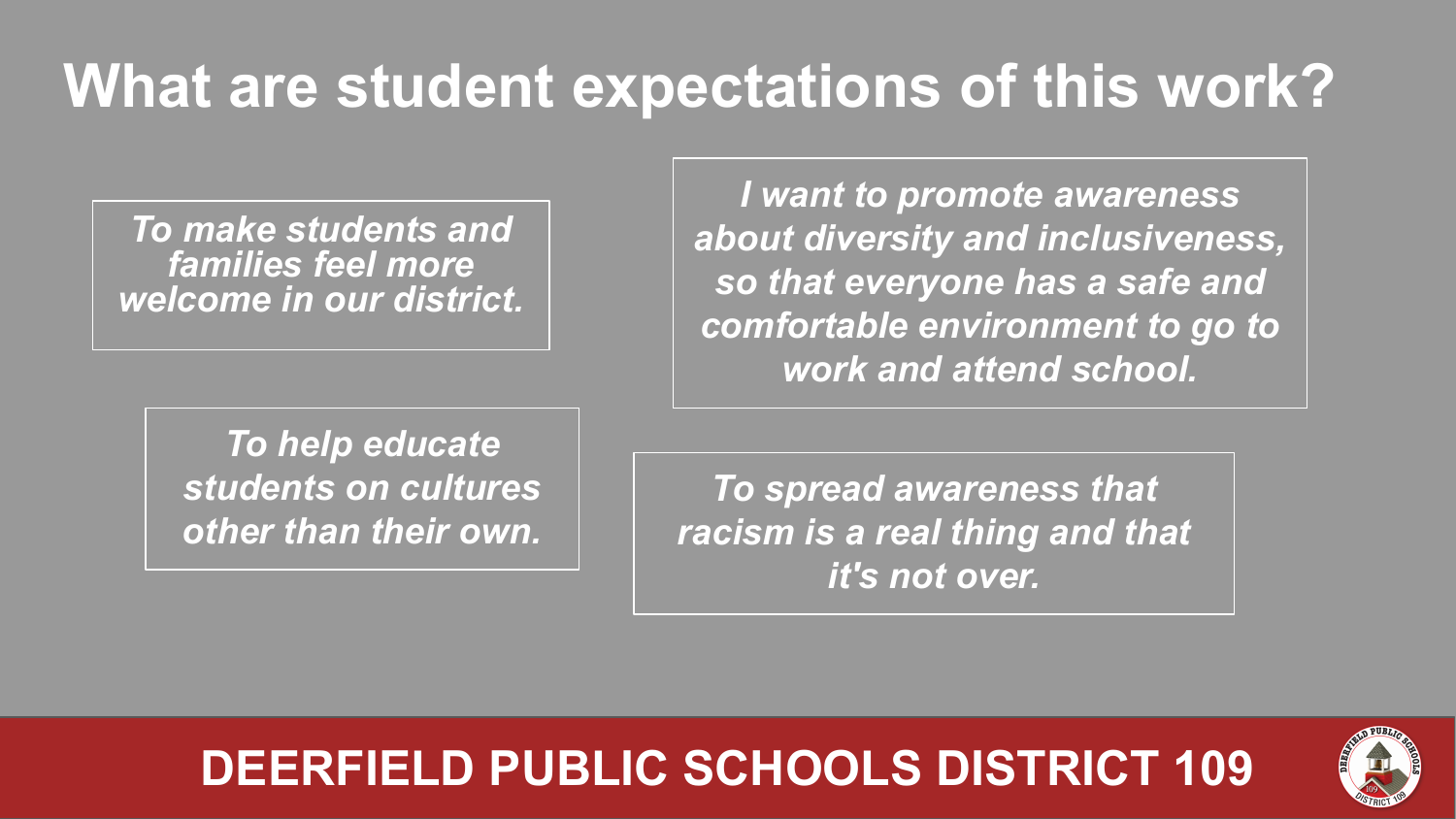# What are student expectations of this work?

*To make students and families feel more welcome in our district.*

*I want to promote awareness about diversity and inclusiveness, so that everyone has a safe and comfortable environment to go to work and attend school.*

*To help educate students on cultures other than their own.*

*To spread awareness that racism is a real thing and that it's not over.*

**DEERFIELD PUBLIC SCHOOLS DISTRICT 109**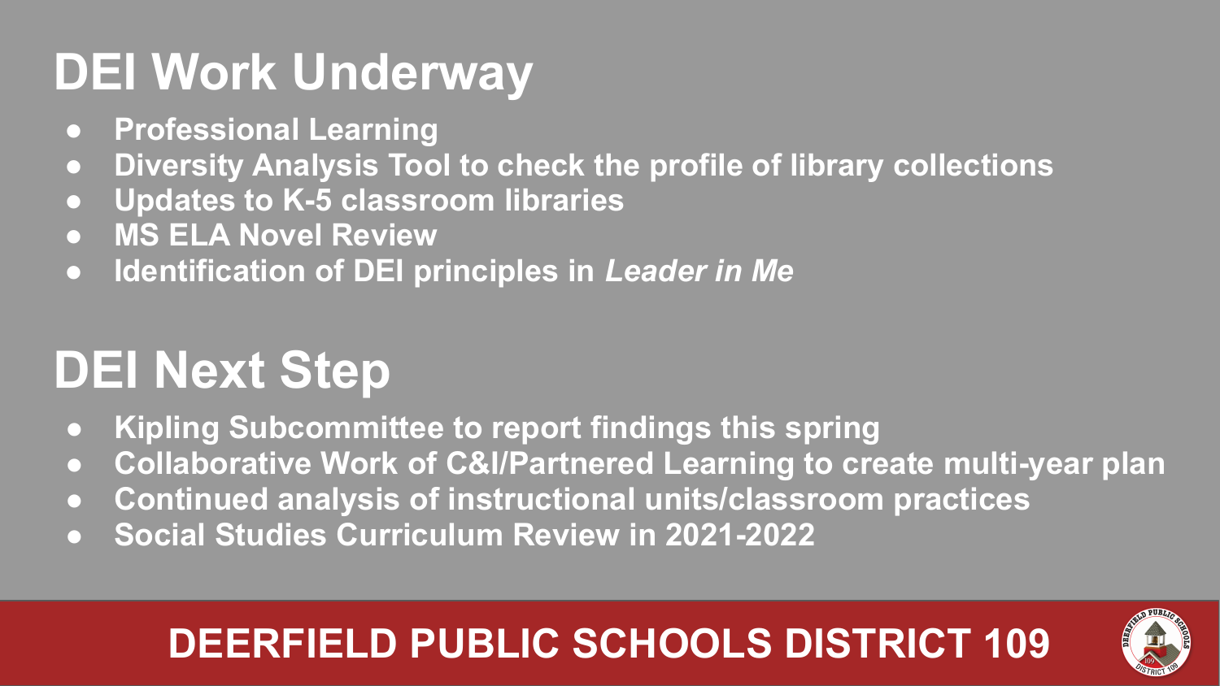# DEI Work Underway

- **Professional Learning**
- **Diversity Analysis Tool to check the profile of library collections**
- **Updates to K-5 classroom libraries**
- **MS ELA Novel Review**
- **Identification of DEI principles in *Leader in Me***

# DEI Next Step

- **Kipling Subcommittee to report findings this spring**
- **Collaborative Work of C&I/Partnered Learning to create multi-year plan**
- **Continued analysis of instructional units/classroom practices**
- **Social Studies Curriculum Review in 2021-2022**